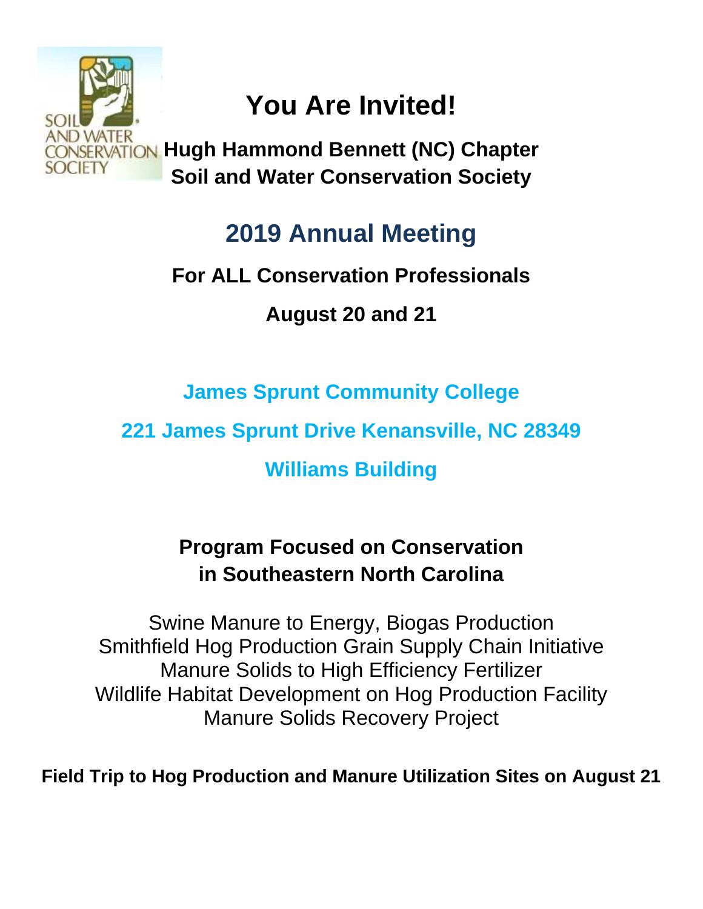SOIL AND WATER CONSERVATION SOCIETY

# You Are Invited!

**Hugh Hammond Bennett (NC) Chapter**
**Soil and Water Conservation Society**

## 2019 Annual Meeting

**For ALL Conservation Professionals**

**August 20 and 21**

**James Sprunt Community College**

**221 James Sprunt Drive Kenansville, NC 28349**

**Williams Building**

**Program Focused on Conservation in Southeastern North Carolina**

Swine Manure to Energy, Biogas Production
Smithfield Hog Production Grain Supply Chain Initiative
Manure Solids to High Efficiency Fertilizer
Wildlife Habitat Development on Hog Production Facility
Manure Solids Recovery Project

**Field Trip to Hog Production and Manure Utilization Sites on August 21**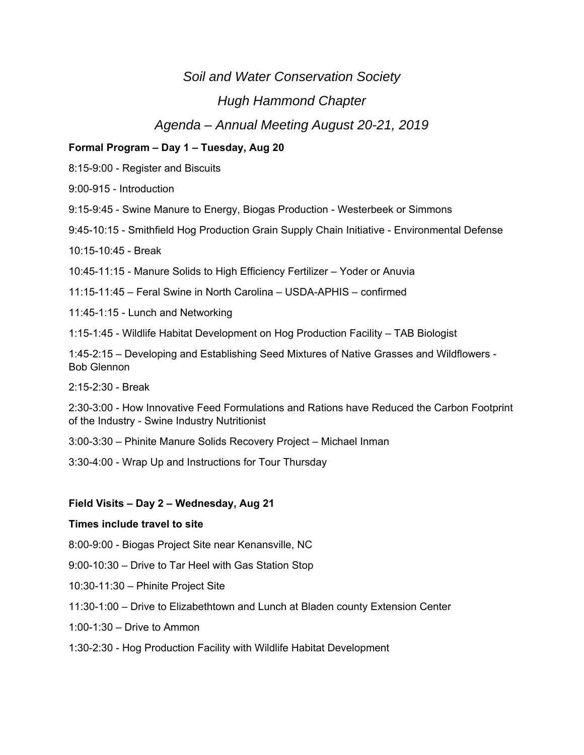*Soil and Water Conservation Society*

*Hugh Hammond Chapter*

*Agenda – Annual Meeting August 20-21, 2019*

**Formal Program – Day 1 – Tuesday, Aug 20**

8:15-9:00 - Register and Biscuits

9:00-915 - Introduction

9:15-9:45 - Swine Manure to Energy, Biogas Production - Westerbeek or Simmons

9:45-10:15 - Smithfield Hog Production Grain Supply Chain Initiative - Environmental Defense

10:15-10:45 - Break

10:45-11:15 - Manure Solids to High Efficiency Fertilizer – Yoder or Anuvia

11:15-11:45 – Feral Swine in North Carolina – USDA-APHIS – confirmed

11:45-1:15 - Lunch and Networking

1:15-1:45 - Wildlife Habitat Development on Hog Production Facility – TAB Biologist

1:45-2:15 – Developing and Establishing Seed Mixtures of Native Grasses and Wildflowers - Bob Glennon

2:15-2:30 - Break

2:30-3:00 - How Innovative Feed Formulations and Rations have Reduced the Carbon Footprint of the Industry - Swine Industry Nutritionist

3:00-3:30 – Phinite Manure Solids Recovery Project – Michael Inman

3:30-4:00 - Wrap Up and Instructions for Tour Thursday

**Field Visits – Day 2 – Wednesday, Aug 21**

**Times include travel to site**

8:00-9:00 - Biogas Project Site near Kenansville, NC

9:00-10:30 – Drive to Tar Heel with Gas Station Stop

10:30-11:30 – Phinite Project Site

11:30-1:00 – Drive to Elizabethtown and Lunch at Bladen county Extension Center

1:00-1:30 – Drive to Ammon

1:30-2:30 - Hog Production Facility with Wildlife Habitat Development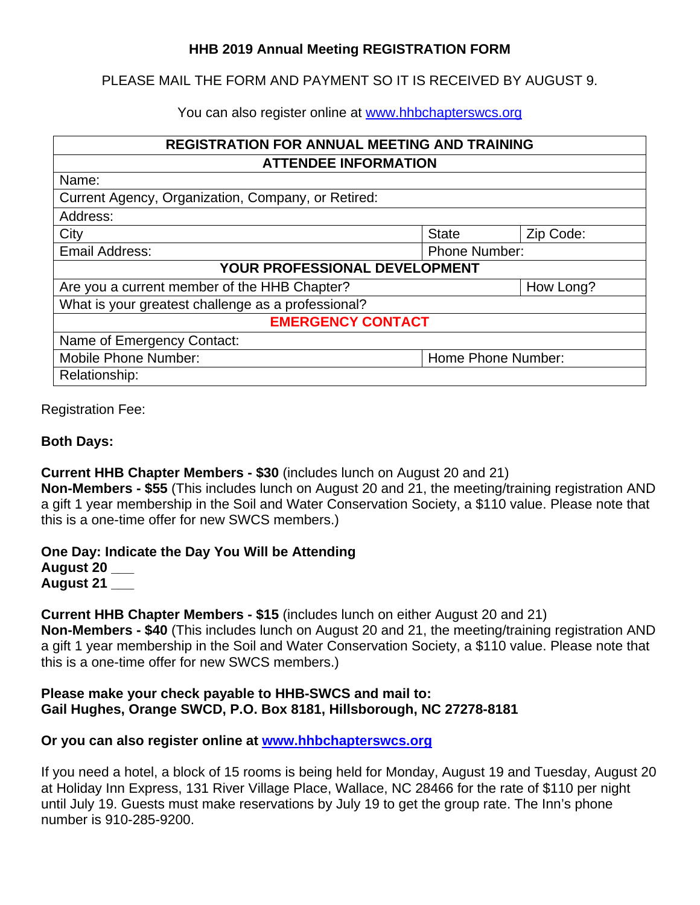**HHB 2019 Annual Meeting REGISTRATION FORM**

PLEASE MAIL THE FORM AND PAYMENT SO IT IS RECEIVED BY AUGUST 9.

You can also register online at [www.hhbchapterswcs.org](http://www.hhbchapterswcs.org)

| REGISTRATION FOR ANNUAL MEETING AND TRAINING | | |
|---|---|---|
| **ATTENDEE INFORMATION** | | |
| Name: | | |
| Current Agency, Organization, Company, or Retired: | | |
| Address: | | |
| City | State | Zip Code: |
| Email Address: | Phone Number: | |
| **YOUR PROFESSIONAL DEVELOPMENT** | | |
| Are you a current member of the HHB Chapter? | | How Long? |
| What is your greatest challenge as a professional? | | |
| **EMERGENCY CONTACT** | | |
| Name of Emergency Contact: | | |
| Mobile Phone Number: | Home Phone Number: | |
| Relationship: | | |

Registration Fee:

**Both Days:**

**Current HHB Chapter Members - $30** (includes lunch on August 20 and 21)
**Non-Members - $55** (This includes lunch on August 20 and 21, the meeting/training registration AND a gift 1 year membership in the Soil and Water Conservation Society, a $110 value. Please note that this is a one-time offer for new SWCS members.)

**One Day: Indicate the Day You Will be Attending**
**August 20 ___**
**August 21 ___**

**Current HHB Chapter Members - $15** (includes lunch on either August 20 and 21)
**Non-Members - $40** (This includes lunch on August 20 and 21, the meeting/training registration AND a gift 1 year membership in the Soil and Water Conservation Society, a $110 value. Please note that this is a one-time offer for new SWCS members.)

**Please make your check payable to HHB-SWCS and mail to:**
**Gail Hughes, Orange SWCD, P.O. Box 8181, Hillsborough, NC 27278-8181**

**Or you can also register online at [www.hhbchapterswcs.org](http://www.hhbchapterswcs.org)**

If you need a hotel, a block of 15 rooms is being held for Monday, August 19 and Tuesday, August 20 at Holiday Inn Express, 131 River Village Place, Wallace, NC 28466 for the rate of $110 per night until July 19. Guests must make reservations by July 19 to get the group rate. The Inn's phone number is 910-285-9200.